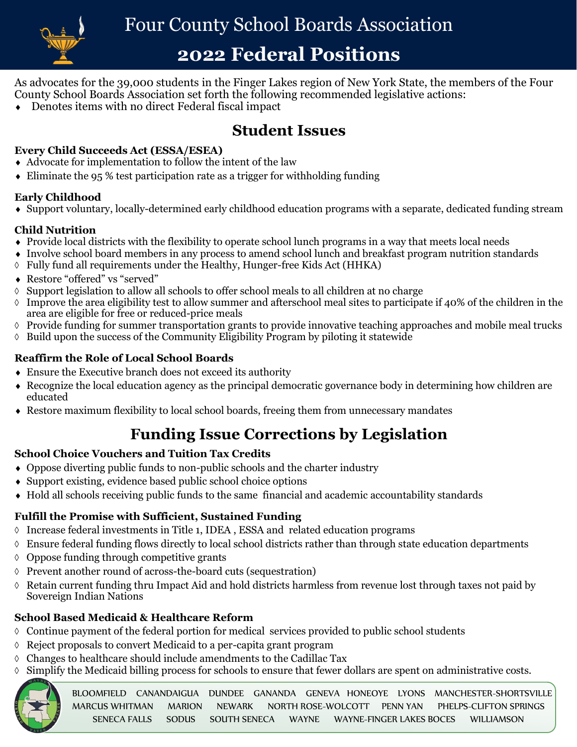# Four County School Boards Association

## 2022 Federal Positions

As advocates for the 39,000 students in the Finger Lakes region of New York State, the members of the Four County School Boards Association set forth the following recommended legislative actions:

♦ Denotes items with no direct Federal fiscal impact

## Student Issues

**Every Child Succeeds Act (ESSA/ESEA)**

- ♦ Advocate for implementation to follow the intent of the law
- ♦ Eliminate the 95 % test participation rate as a trigger for withholding funding

**Early Childhood**

- ♦ Support voluntary, locally-determined early childhood education programs with a separate, dedicated funding stream

**Child Nutrition**

- ♦ Provide local districts with the flexibility to operate school lunch programs in a way that meets local needs
- ♦ Involve school board members in any process to amend school lunch and breakfast program nutrition standards
- ◊ Fully fund all requirements under the Healthy, Hunger-free Kids Act (HHKA)
- ♦ Restore "offered" vs "served"
- ◊ Support legislation to allow all schools to offer school meals to all children at no charge
- ◊ Improve the area eligibility test to allow summer and afterschool meal sites to participate if 40% of the children in the area are eligible for free or reduced-price meals
- ◊ Provide funding for summer transportation grants to provide innovative teaching approaches and mobile meal trucks
- ◊ Build upon the success of the Community Eligibility Program by piloting it statewide

**Reaffirm the Role of Local School Boards**

- ♦ Ensure the Executive branch does not exceed its authority
- ♦ Recognize the local education agency as the principal democratic governance body in determining how children are educated
- ♦ Restore maximum flexibility to local school boards, freeing them from unnecessary mandates

## Funding Issue Corrections by Legislation

**School Choice Vouchers and Tuition Tax Credits**

- ♦ Oppose diverting public funds to non-public schools and the charter industry
- ♦ Support existing, evidence based public school choice options
- ♦ Hold all schools receiving public funds to the same financial and academic accountability standards

**Fulfill the Promise with Sufficient, Sustained Funding**

- ◊ Increase federal investments in Title 1, IDEA , ESSA and related education programs
- ◊ Ensure federal funding flows directly to local school districts rather than through state education departments
- ◊ Oppose funding through competitive grants
- ◊ Prevent another round of across-the-board cuts (sequestration)
- ◊ Retain current funding thru Impact Aid and hold districts harmless from revenue lost through taxes not paid by Sovereign Indian Nations

**School Based Medicaid & Healthcare Reform**

- ◊ Continue payment of the federal portion for medical services provided to public school students
- ◊ Reject proposals to convert Medicaid to a per-capita grant program
- ◊ Changes to healthcare should include amendments to the Cadillac Tax
- ◊ Simplify the Medicaid billing process for schools to ensure that fewer dollars are spent on administrative costs.

BLOOMFIELD CANANDAIGUA DUNDEE GANANDA GENEVA HONEOYE LYONS MANCHESTER-SHORTSVILLE MARCUS WHITMAN MARION NEWARK NORTH ROSE-WOLCOTT PENN YAN PHELPS-CLIFTON SPRINGS SENECA FALLS SODUS SOUTH SENECA WAYNE WAYNE-FINGER LAKES BOCES WILLIAMSON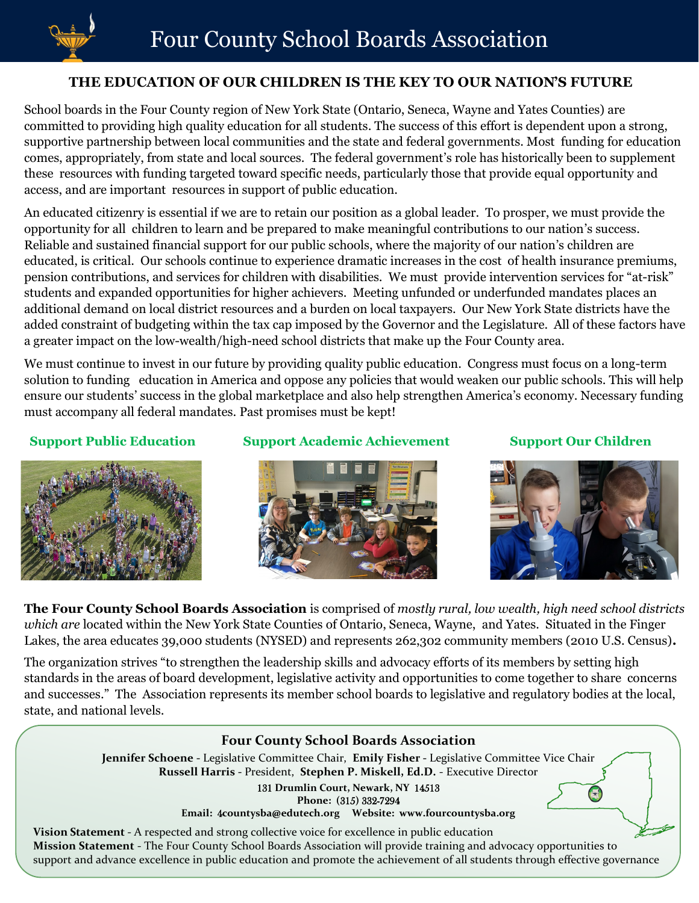# Four County School Boards Association

## THE EDUCATION OF OUR CHILDREN IS THE KEY TO OUR NATION'S FUTURE

School boards in the Four County region of New York State (Ontario, Seneca, Wayne and Yates Counties) are committed to providing high quality education for all students. The success of this effort is dependent upon a strong, supportive partnership between local communities and the state and federal governments. Most funding for education comes, appropriately, from state and local sources. The federal government's role has historically been to supplement these resources with funding targeted toward specific needs, particularly those that provide equal opportunity and access, and are important resources in support of public education.

An educated citizenry is essential if we are to retain our position as a global leader. To prosper, we must provide the opportunity for all children to learn and be prepared to make meaningful contributions to our nation's success. Reliable and sustained financial support for our public schools, where the majority of our nation's children are educated, is critical. Our schools continue to experience dramatic increases in the cost of health insurance premiums, pension contributions, and services for children with disabilities. We must provide intervention services for "at-risk" students and expanded opportunities for higher achievers. Meeting unfunded or underfunded mandates places an additional demand on local district resources and a burden on local taxpayers. Our New York State districts have the added constraint of budgeting within the tax cap imposed by the Governor and the Legislature. All of these factors have a greater impact on the low-wealth/high-need school districts that make up the Four County area.

We must continue to invest in our future by providing quality public education. Congress must focus on a long-term solution to funding education in America and oppose any policies that would weaken our public schools. This will help ensure our students' success in the global marketplace and also help strengthen America's economy. Necessary funding must accompany all federal mandates. Past promises must be kept!

**Support Public Education**

**Support Academic Achievement**

**Support Our Children**

**The Four County School Boards Association** is comprised of *mostly rural, low wealth, high need school districts which are* located within the New York State Counties of Ontario, Seneca, Wayne, and Yates. Situated in the Finger Lakes, the area educates 39,000 students (NYSED) and represents 262,302 community members (2010 U.S. Census)**.**

The organization strives "to strengthen the leadership skills and advocacy efforts of its members by setting high standards in the areas of board development, legislative activity and opportunities to come together to share concerns and successes." The Association represents its member school boards to legislative and regulatory bodies at the local, state, and national levels.

### Four County School Boards Association

**Jennifer Schoene** - Legislative Committee Chair, **Emily Fisher** - Legislative Committee Vice Chair
**Russell Harris** - President, **Stephen P. Miskell, Ed.D.** - Executive Director

**131 Drumlin Court, Newark, NY 14513**
**Phone: (315) 332-7294**
**Email: 4countysba@edutech.org Website: www.fourcountysba.org**

**Vision Statement** - A respected and strong collective voice for excellence in public education

**Mission Statement** - The Four County School Boards Association will provide training and advocacy opportunities to support and advance excellence in public education and promote the achievement of all students through effective governance